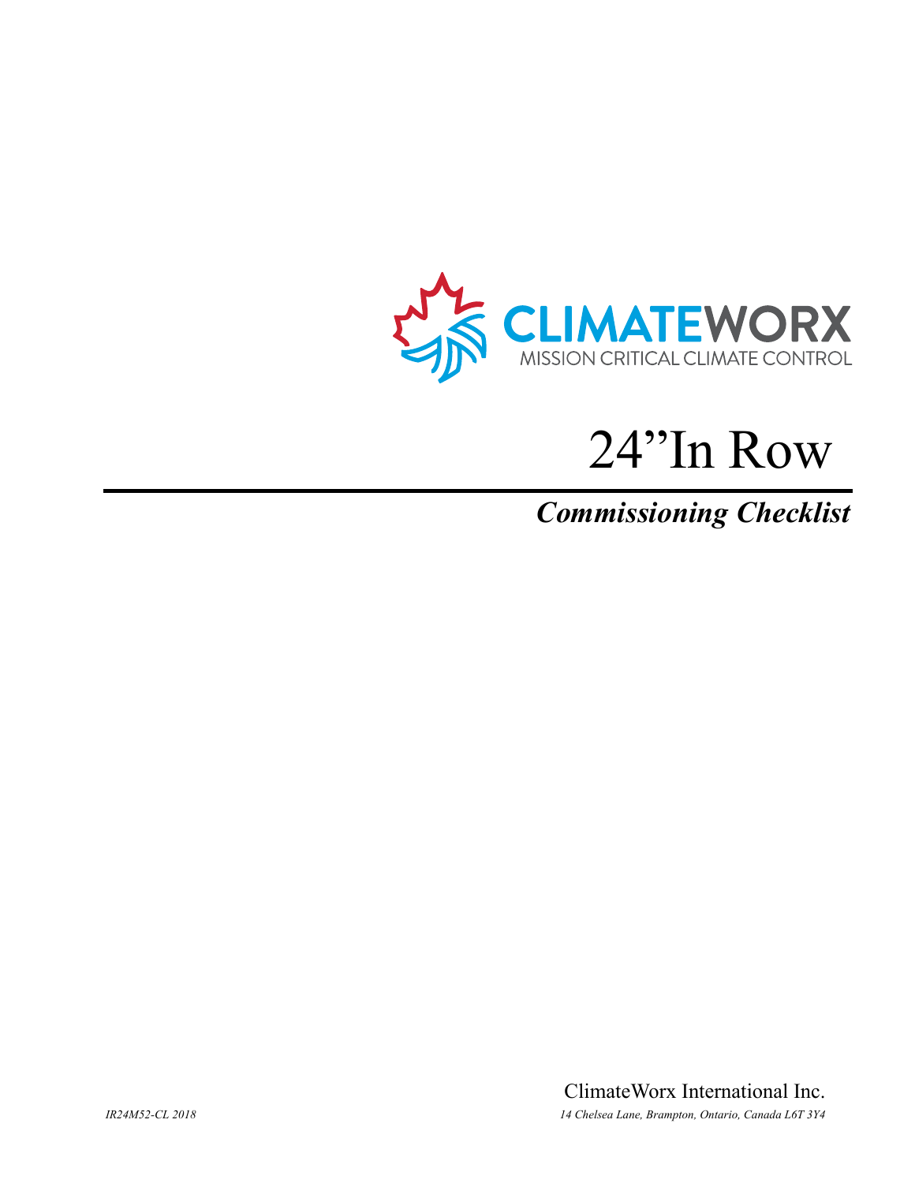CLIMATEWORX

MISSION CRITICAL CLIMATE CONTROL

# 24”In Row

## *Commissioning Checklist*

ClimateWorx International Inc.

*IR24M52-CL 2018*

*14 Chelsea Lane, Brampton, Ontario, Canada L6T 3Y4*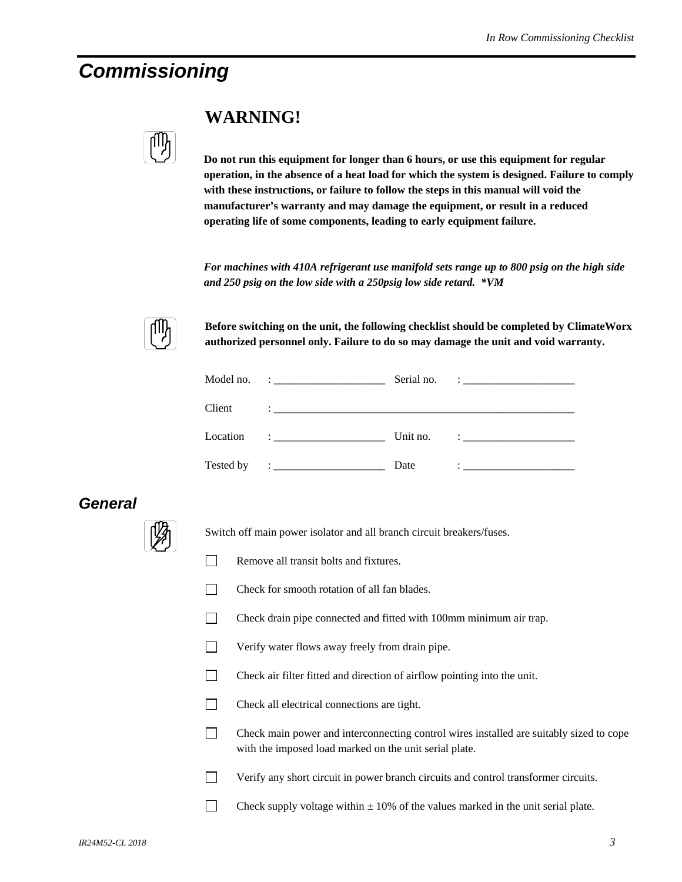## Commissioning

### WARNING!

**Do not run this equipment for longer than 6 hours, or use this equipment for regular operation, in the absence of a heat load for which the system is designed. Failure to comply with these instructions, or failure to follow the steps in this manual will void the manufacturer's warranty and may damage the equipment, or result in a reduced operating life of some components, leading to early equipment failure.**

***For machines with 410A refrigerant use manifold sets range up to 800 psig on the high side and 250 psig on the low side with a 250psig low side retard. *VM***

**Before switching on the unit, the following checklist should be completed by ClimateWorx authorized personnel only. Failure to do so may damage the unit and void warranty.**

| | | | |
|---|---|---|---|
| Model no. | : ____________________ | Serial no. | : ____________________ |
| Client | : ____________________________________________________________ | | |
| Location | : ____________________ | Unit no. | : ____________________ |
| Tested by | : ____________________ | Date | : ____________________ |

### General

Switch off main power isolator and all branch circuit breakers/fuses.

- ☐ Remove all transit bolts and fixtures.
- ☐ Check for smooth rotation of all fan blades.
- ☐ Check drain pipe connected and fitted with 100mm minimum air trap.
- ☐ Verify water flows away freely from drain pipe.
- ☐ Check air filter fitted and direction of airflow pointing into the unit.
- ☐ Check all electrical connections are tight.
- ☐ Check main power and interconnecting control wires installed are suitably sized to cope with the imposed load marked on the unit serial plate.
- ☐ Verify any short circuit in power branch circuits and control transformer circuits.
- ☐ Check supply voltage within ± 10% of the values marked in the unit serial plate.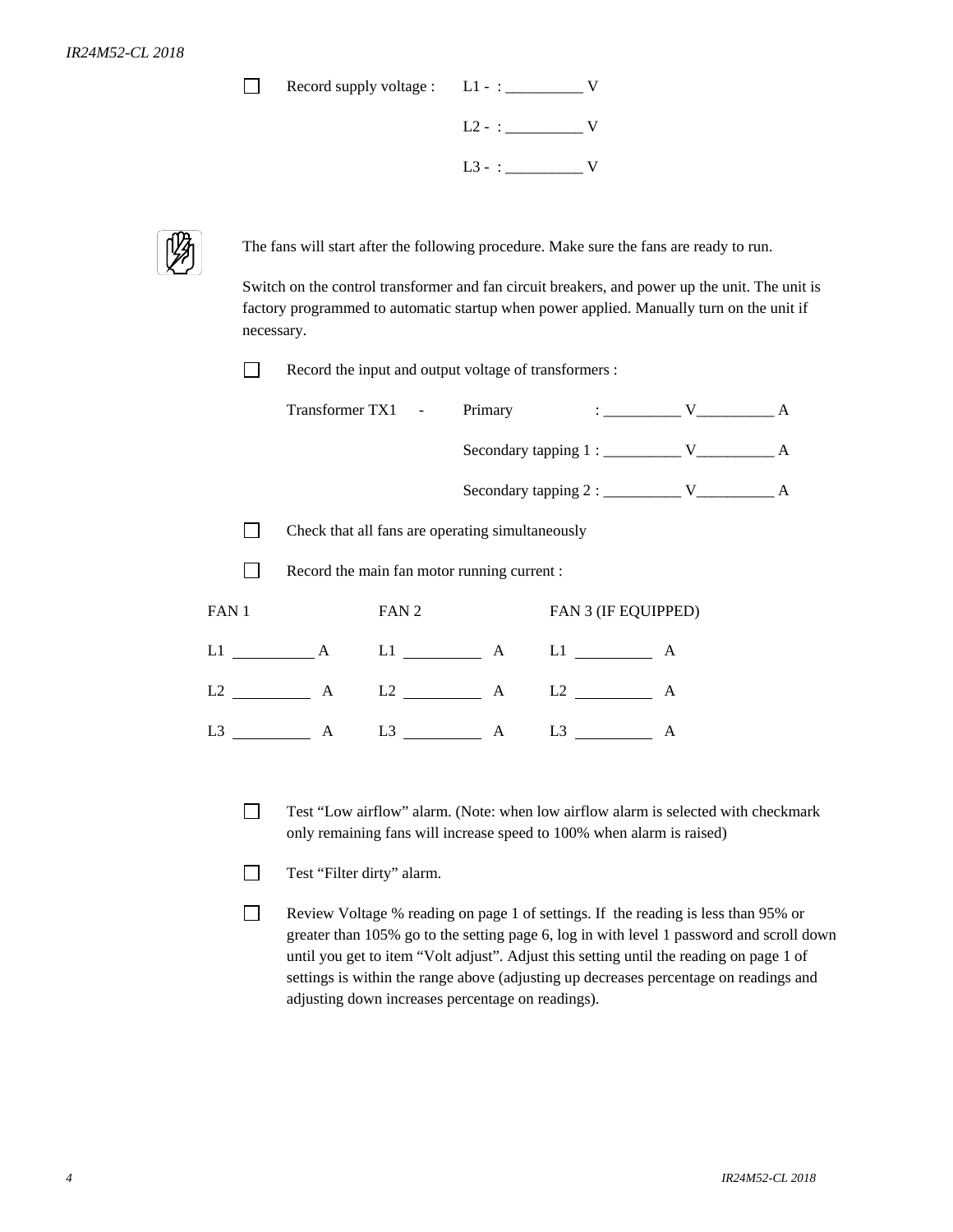- [ ] Record supply voltage : L1 - : __________ V

  L2 - : __________ V

  L3 - : __________ V

The fans will start after the following procedure. Make sure the fans are ready to run.

Switch on the control transformer and fan circuit breakers, and power up the unit. The unit is factory programmed to automatic startup when power applied. Manually turn on the unit if necessary.

- [ ] Record the input and output voltage of transformers :

  Transformer TX1 - Primary : __________ V__________ A

  Secondary tapping 1 : __________ V__________ A

  Secondary tapping 2 : __________ V__________ A

- [ ] Check that all fans are operating simultaneously

- [ ] Record the main fan motor running current :

| FAN 1 | FAN 2 | FAN 3 (IF EQUIPPED) |
|---|---|---|
| L1 __________ A | L1 __________ A | L1 __________ A |
| L2 __________ A | L2 __________ A | L2 __________ A |
| L3 __________ A | L3 __________ A | L3 __________ A |

- [ ] Test "Low airflow" alarm. (Note: when low airflow alarm is selected with checkmark only remaining fans will increase speed to 100% when alarm is raised)

- [ ] Test "Filter dirty" alarm.

- [ ] Review Voltage % reading on page 1 of settings. If the reading is less than 95% or greater than 105% go to the setting page 6, log in with level 1 password and scroll down until you get to item "Volt adjust". Adjust this setting until the reading on page 1 of settings is within the range above (adjusting up decreases percentage on readings and adjusting down increases percentage on readings).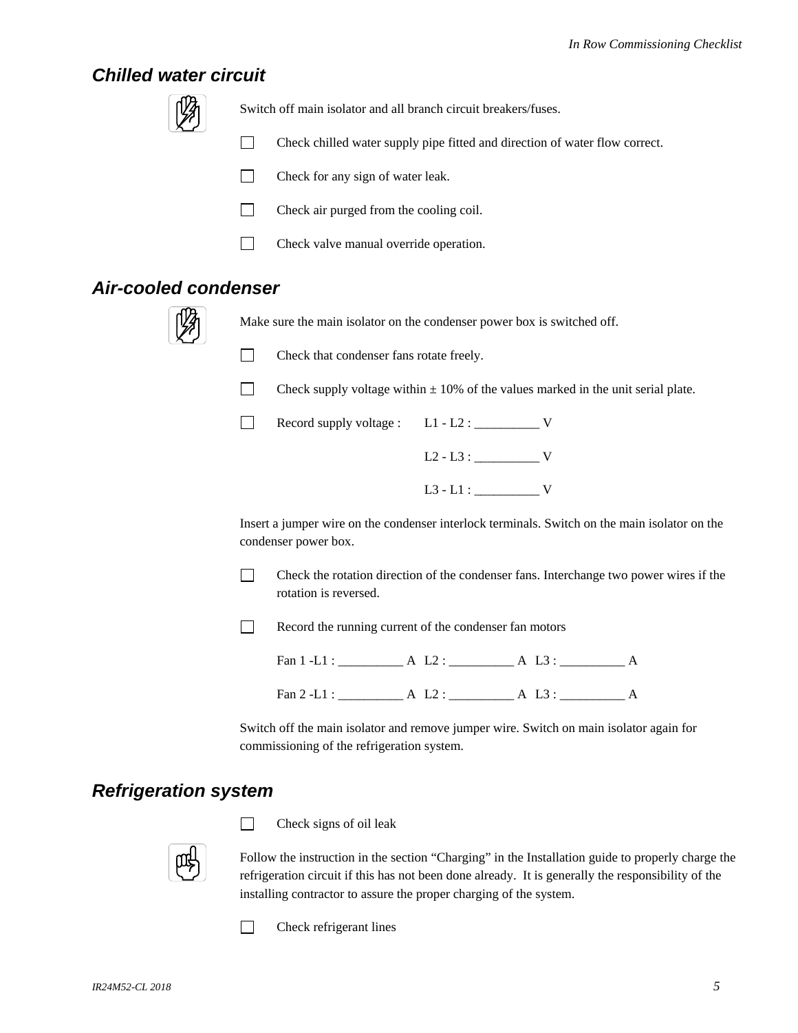## Chilled water circuit

Switch off main isolator and all branch circuit breakers/fuses.

- [ ] Check chilled water supply pipe fitted and direction of water flow correct.
- [ ] Check for any sign of water leak.
- [ ] Check air purged from the cooling coil.
- [ ] Check valve manual override operation.

## Air-cooled condenser

Make sure the main isolator on the condenser power box is switched off.

- [ ] Check that condenser fans rotate freely.
- [ ] Check supply voltage within ± 10% of the values marked in the unit serial plate.
- [ ] Record supply voltage : L1 - L2 : __________ V

  L2 - L3 : __________ V

  L3 - L1 : __________ V

Insert a jumper wire on the condenser interlock terminals. Switch on the main isolator on the condenser power box.

- [ ] Check the rotation direction of the condenser fans. Interchange two power wires if the rotation is reversed.
- [ ] Record the running current of the condenser fan motors

  Fan 1 -L1 : __________ A L2 : __________ A L3 : __________ A

  Fan 2 -L1 : __________ A L2 : __________ A L3 : __________ A

Switch off the main isolator and remove jumper wire. Switch on main isolator again for commissioning of the refrigeration system.

## Refrigeration system

- [ ] Check signs of oil leak

Follow the instruction in the section “Charging” in the Installation guide to properly charge the refrigeration circuit if this has not been done already. It is generally the responsibility of the installing contractor to assure the proper charging of the system.

- [ ] Check refrigerant lines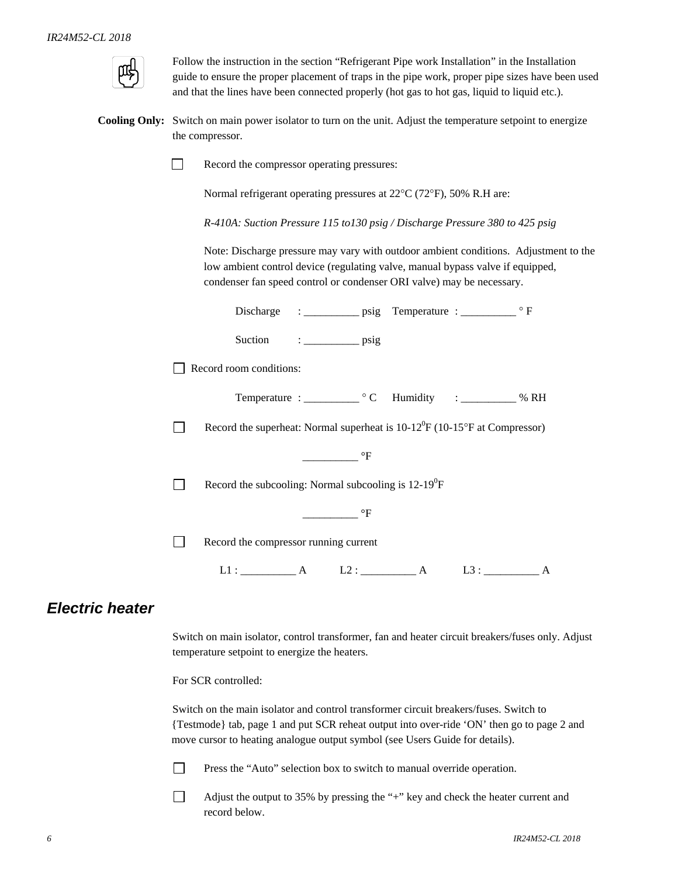Follow the instruction in the section "Refrigerant Pipe work Installation" in the Installation guide to ensure the proper placement of traps in the pipe work, proper pipe sizes have been used and that the lines have been connected properly (hot gas to hot gas, liquid to liquid etc.).

**Cooling Only:** Switch on main power isolator to turn on the unit. Adjust the temperature setpoint to energize the compressor.

☐ Record the compressor operating pressures:

Normal refrigerant operating pressures at 22°C (72°F), 50% R.H are:

*R-410A: Suction Pressure 115 to130 psig / Discharge Pressure 380 to 425 psig*

Note: Discharge pressure may vary with outdoor ambient conditions. Adjustment to the low ambient control device (regulating valve, manual bypass valve if equipped, condenser fan speed control or condenser ORI valve) may be necessary.

Discharge : __________ psig Temperature : __________ ° F

Suction : __________ psig

☐ Record room conditions:

Temperature : __________ ° C Humidity : __________ % RH

☐ Record the superheat: Normal superheat is 10-12$^0$F (10-15°F at Compressor)

__________ °F

☐ Record the subcooling: Normal subcooling is 12-19$^0$F

__________ °F

☐ Record the compressor running current

L1 : __________ A L2 : __________ A L3 : __________ A

## Electric heater

Switch on main isolator, control transformer, fan and heater circuit breakers/fuses only. Adjust temperature setpoint to energize the heaters.

For SCR controlled:

Switch on the main isolator and control transformer circuit breakers/fuses. Switch to {Testmode} tab, page 1 and put SCR reheat output into over-ride 'ON' then go to page 2 and move cursor to heating analogue output symbol (see Users Guide for details).

☐ Press the "Auto" selection box to switch to manual override operation.

☐ Adjust the output to 35% by pressing the "+" key and check the heater current and record below.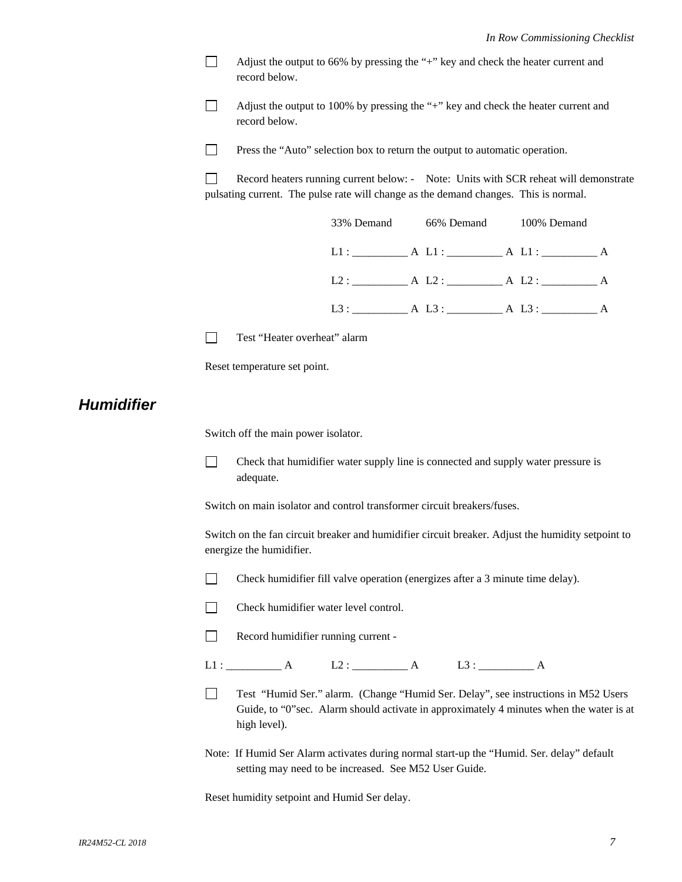- [ ] Adjust the output to 66% by pressing the "+" key and check the heater current and record below.

- [ ] Adjust the output to 100% by pressing the "+" key and check the heater current and record below.

- [ ] Press the "Auto" selection box to return the output to automatic operation.

- [ ] Record heaters running current below: - Note: Units with SCR reheat will demonstrate pulsating current. The pulse rate will change as the demand changes. This is normal.

| 33% Demand | 66% Demand | 100% Demand |
|---|---|---|
| L1 : __________ A | L1 : __________ A | L1 : __________ A |
| L2 : __________ A | L2 : __________ A | L2 : __________ A |
| L3 : __________ A | L3 : __________ A | L3 : __________ A |

- [ ] Test "Heater overheat" alarm

Reset temperature set point.

## *Humidifier*

Switch off the main power isolator.

- [ ] Check that humidifier water supply line is connected and supply water pressure is adequate.

Switch on main isolator and control transformer circuit breakers/fuses.

Switch on the fan circuit breaker and humidifier circuit breaker. Adjust the humidity setpoint to energize the humidifier.

- [ ] Check humidifier fill valve operation (energizes after a 3 minute time delay).

- [ ] Check humidifier water level control.

- [ ] Record humidifier running current -

L1 : __________ A    L2 : __________ A    L3 : __________ A

- [ ] Test "Humid Ser." alarm. (Change "Humid Ser. Delay", see instructions in M52 Users Guide, to "0"sec. Alarm should activate in approximately 4 minutes when the water is at high level).

Note: If Humid Ser Alarm activates during normal start-up the "Humid. Ser. delay" default setting may need to be increased. See M52 User Guide.

Reset humidity setpoint and Humid Ser delay.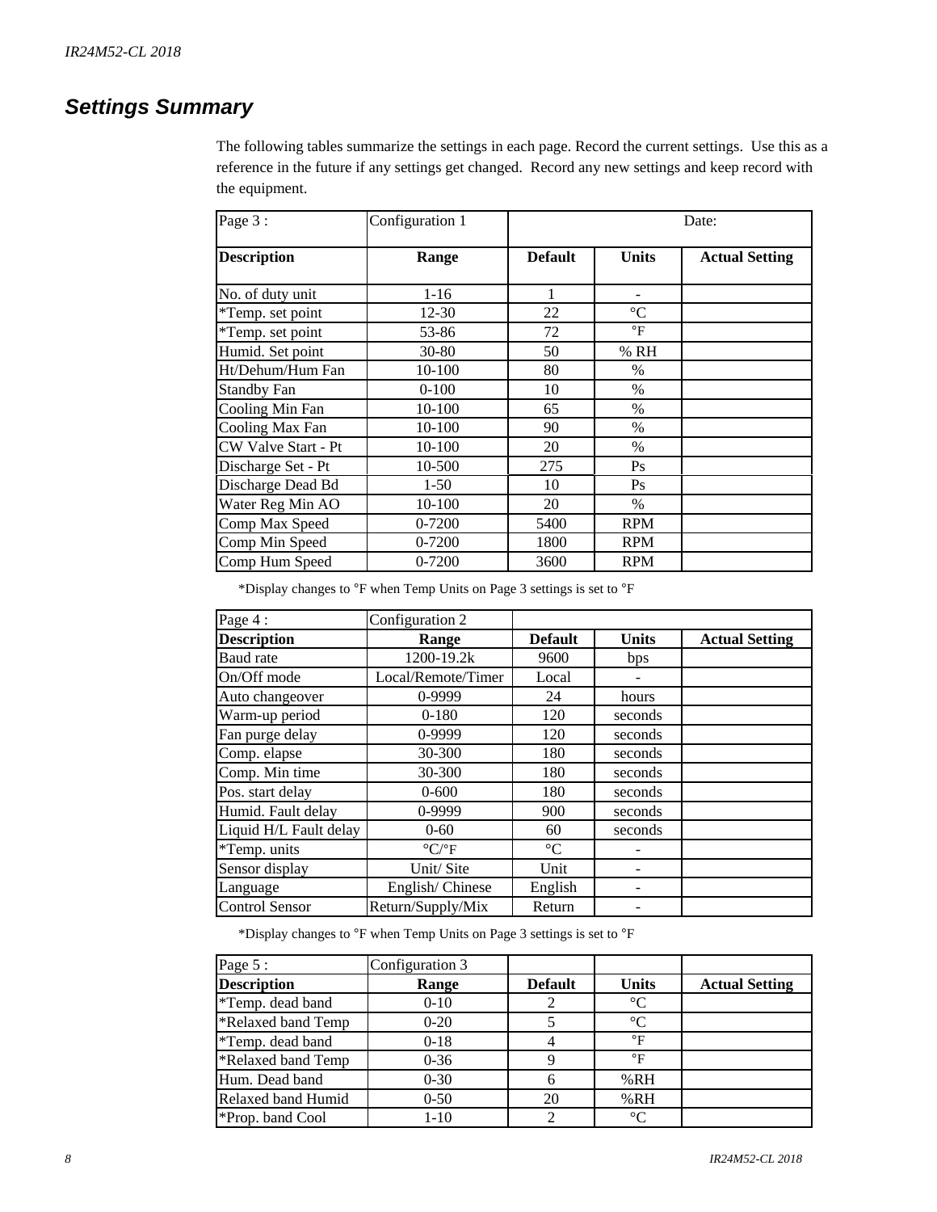## Settings Summary

The following tables summarize the settings in each page. Record the current settings. Use this as a reference in the future if any settings get changed. Record any new settings and keep record with the equipment.

| Page 3 : | Configuration 1 | Date: | | |
|---|---|---|---|---|
| **Description** | **Range** | **Default** | **Units** | **Actual Setting** |
| No. of duty unit | 1-16 | 1 | - | |
| *Temp. set point | 12-30 | 22 | °C | |
| *Temp. set point | 53-86 | 72 | °F | |
| Humid. Set point | 30-80 | 50 | % RH | |
| Ht/Dehum/Hum Fan | 10-100 | 80 | % | |
| Standby Fan | 0-100 | 10 | % | |
| Cooling Min Fan | 10-100 | 65 | % | |
| Cooling Max Fan | 10-100 | 90 | % | |
| CW Valve Start - Pt | 10-100 | 20 | % | |
| Discharge Set - Pt | 10-500 | 275 | Ps | |
| Discharge Dead Bd | 1-50 | 10 | Ps | |
| Water Reg Min AO | 10-100 | 20 | % | |
| Comp Max Speed | 0-7200 | 5400 | RPM | |
| Comp Min Speed | 0-7200 | 1800 | RPM | |
| Comp Hum Speed | 0-7200 | 3600 | RPM | |

*Display changes to °F when Temp Units on Page 3 settings is set to °F

| Page 4 : | Configuration 2 | | | |
|---|---|---|---|---|
| **Description** | **Range** | **Default** | **Units** | **Actual Setting** |
| Baud rate | 1200-19.2k | 9600 | bps | |
| On/Off mode | Local/Remote/Timer | Local | - | |
| Auto changeover | 0-9999 | 24 | hours | |
| Warm-up period | 0-180 | 120 | seconds | |
| Fan purge delay | 0-9999 | 120 | seconds | |
| Comp. elapse | 30-300 | 180 | seconds | |
| Comp. Min time | 30-300 | 180 | seconds | |
| Pos. start delay | 0-600 | 180 | seconds | |
| Humid. Fault delay | 0-9999 | 900 | seconds | |
| Liquid H/L Fault delay | 0-60 | 60 | seconds | |
| *Temp. units | °C/°F | °C | - | |
| Sensor display | Unit/ Site | Unit | - | |
| Language | English/ Chinese | English | - | |
| Control Sensor | Return/Supply/Mix | Return | - | |

*Display changes to °F when Temp Units on Page 3 settings is set to °F

| Page 5 : | Configuration 3 | | | |
|---|---|---|---|---|
| **Description** | **Range** | **Default** | **Units** | **Actual Setting** |
| *Temp. dead band | 0-10 | 2 | °C | |
| *Relaxed band Temp | 0-20 | 5 | °C | |
| *Temp. dead band | 0-18 | 4 | °F | |
| *Relaxed band Temp | 0-36 | 9 | °F | |
| Hum. Dead band | 0-30 | 6 | %RH | |
| Relaxed band Humid | 0-50 | 20 | %RH | |
| *Prop. band Cool | 1-10 | 2 | °C | |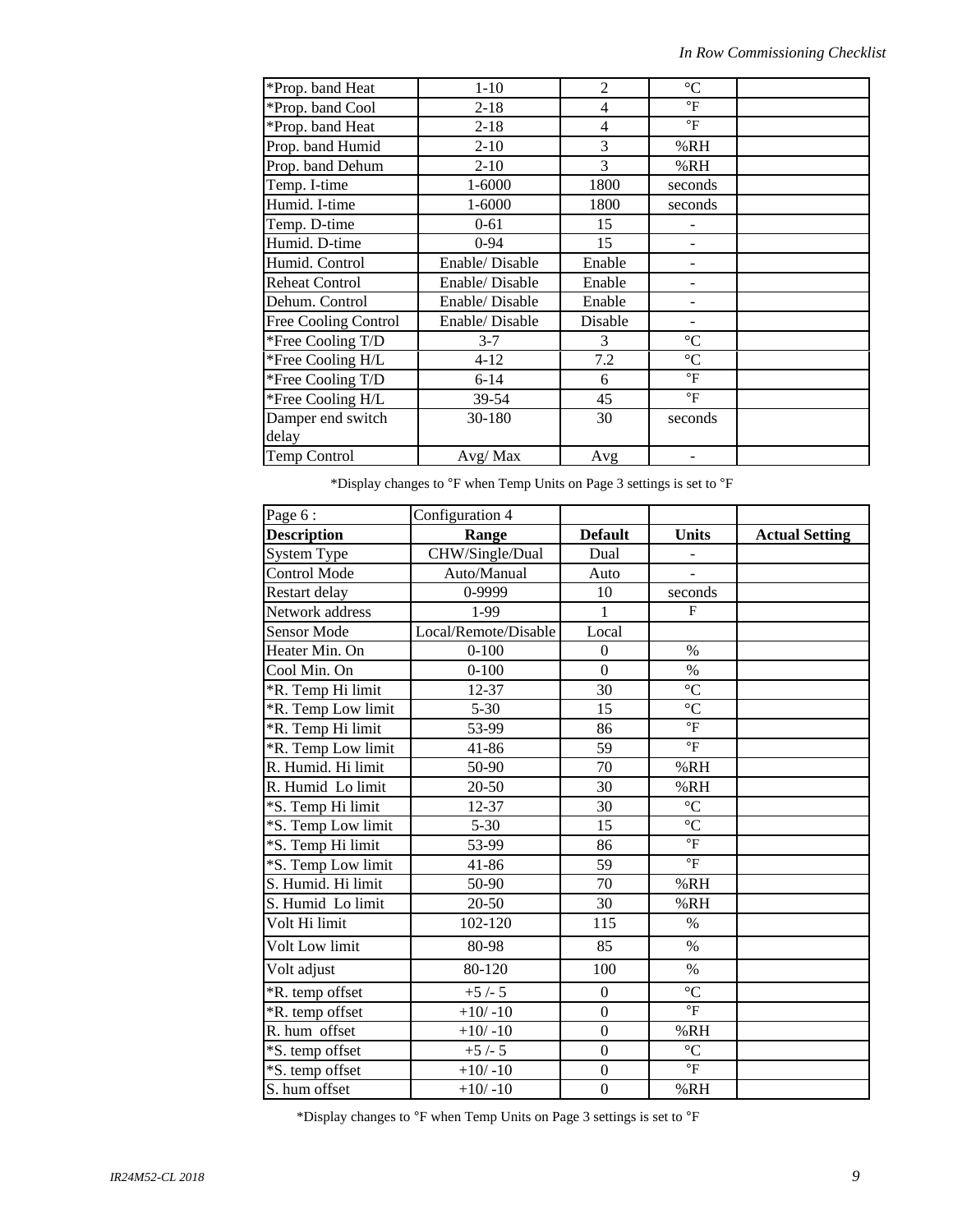| | | | | |
|---|---|---|---|---|
| *Prop. band Heat | 1-10 | 2 | °C | |
| *Prop. band Cool | 2-18 | 4 | °F | |
| *Prop. band Heat | 2-18 | 4 | °F | |
| Prop. band Humid | 2-10 | 3 | %RH | |
| Prop. band Dehum | 2-10 | 3 | %RH | |
| Temp. I-time | 1-6000 | 1800 | seconds | |
| Humid. I-time | 1-6000 | 1800 | seconds | |
| Temp. D-time | 0-61 | 15 | - | |
| Humid. D-time | 0-94 | 15 | - | |
| Humid. Control | Enable/ Disable | Enable | - | |
| Reheat Control | Enable/ Disable | Enable | - | |
| Dehum. Control | Enable/ Disable | Enable | - | |
| Free Cooling Control | Enable/ Disable | Disable | - | |
| *Free Cooling T/D | 3-7 | 3 | °C | |
| *Free Cooling H/L | 4-12 | 7.2 | °C | |
| *Free Cooling T/D | 6-14 | 6 | °F | |
| *Free Cooling H/L | 39-54 | 45 | °F | |
| Damper end switch delay | 30-180 | 30 | seconds | |
| Temp Control | Avg/ Max | Avg | - | |

*Display changes to °F when Temp Units on Page 3 settings is set to °F

| Page 6 : | Configuration 4 | | | |
|---|---|---|---|---|
| **Description** | **Range** | **Default** | **Units** | **Actual Setting** |
| System Type | CHW/Single/Dual | Dual | - | |
| Control Mode | Auto/Manual | Auto | - | |
| Restart delay | 0-9999 | 10 | seconds | |
| Network address | 1-99 | 1 | F | |
| Sensor Mode | Local/Remote/Disable | Local | | |
| Heater Min. On | 0-100 | 0 | % | |
| Cool Min. On | 0-100 | 0 | % | |
| *R. Temp Hi limit | 12-37 | 30 | °C | |
| *R. Temp Low limit | 5-30 | 15 | °C | |
| *R. Temp Hi limit | 53-99 | 86 | °F | |
| *R. Temp Low limit | 41-86 | 59 | °F | |
| R. Humid. Hi limit | 50-90 | 70 | %RH | |
| R. Humid Lo limit | 20-50 | 30 | %RH | |
| *S. Temp Hi limit | 12-37 | 30 | °C | |
| *S. Temp Low limit | 5-30 | 15 | °C | |
| *S. Temp Hi limit | 53-99 | 86 | °F | |
| *S. Temp Low limit | 41-86 | 59 | °F | |
| S. Humid. Hi limit | 50-90 | 70 | %RH | |
| S. Humid Lo limit | 20-50 | 30 | %RH | |
| Volt Hi limit | 102-120 | 115 | % | |
| Volt Low limit | 80-98 | 85 | % | |
| Volt adjust | 80-120 | 100 | % | |
| *R. temp offset | +5 /- 5 | 0 | °C | |
| *R. temp offset | +10/ -10 | 0 | °F | |
| R. hum offset | +10/ -10 | 0 | %RH | |
| *S. temp offset | +5 /- 5 | 0 | °C | |
| *S. temp offset | +10/ -10 | 0 | °F | |
| S. hum offset | +10/ -10 | 0 | %RH | |

*Display changes to °F when Temp Units on Page 3 settings is set to °F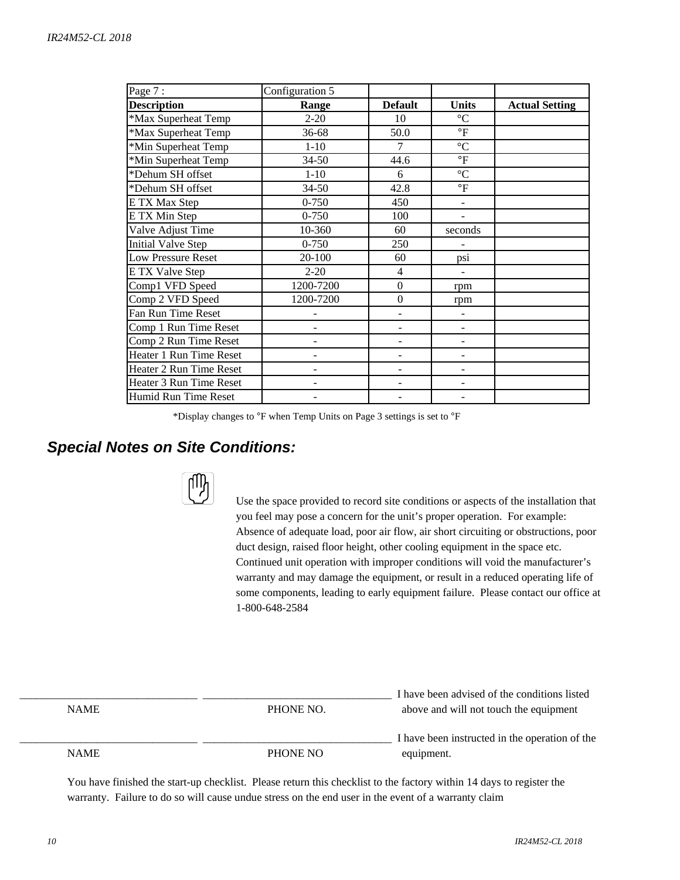| Page 7 : | Configuration 5 | | | |
|---|---|---|---|---|
| **Description** | **Range** | **Default** | **Units** | **Actual Setting** |
| *Max Superheat Temp | 2-20 | 10 | °C | |
| *Max Superheat Temp | 36-68 | 50.0 | °F | |
| *Min Superheat Temp | 1-10 | 7 | °C | |
| *Min Superheat Temp | 34-50 | 44.6 | °F | |
| *Dehum SH offset | 1-10 | 6 | °C | |
| *Dehum SH offset | 34-50 | 42.8 | °F | |
| E TX Max Step | 0-750 | 450 | - | |
| E TX Min Step | 0-750 | 100 | - | |
| Valve Adjust Time | 10-360 | 60 | seconds | |
| Initial Valve Step | 0-750 | 250 | - | |
| Low Pressure Reset | 20-100 | 60 | psi | |
| E TX Valve Step | 2-20 | 4 | - | |
| Comp1 VFD Speed | 1200-7200 | 0 | rpm | |
| Comp 2 VFD Speed | 1200-7200 | 0 | rpm | |
| Fan Run Time Reset | - | - | - | |
| Comp 1 Run Time Reset | - | - | - | |
| Comp 2 Run Time Reset | - | - | - | |
| Heater 1 Run Time Reset | - | - | - | |
| Heater 2 Run Time Reset | - | - | - | |
| Heater 3 Run Time Reset | - | - | - | |
| Humid Run Time Reset | - | - | - | |

*Display changes to °F when Temp Units on Page 3 settings is set to °F

## *Special Notes on Site Conditions:*

Use the space provided to record site conditions or aspects of the installation that you feel may pose a concern for the unit's proper operation. For example: Absence of adequate load, poor air flow, air short circuiting or obstructions, poor duct design, raised floor height, other cooling equipment in the space etc. Continued unit operation with improper conditions will void the manufacturer's warranty and may damage the equipment, or result in a reduced operating life of some components, leading to early equipment failure. Please contact our office at 1-800-648-2584

________________________________ ________________________________ I have been advised of the conditions listed above and will not touch the equipment

NAME PHONE NO.

________________________________ ________________________________ I have been instructed in the operation of the equipment.

NAME PHONE NO

You have finished the start-up checklist. Please return this checklist to the factory within 14 days to register the warranty. Failure to do so will cause undue stress on the end user in the event of a warranty claim